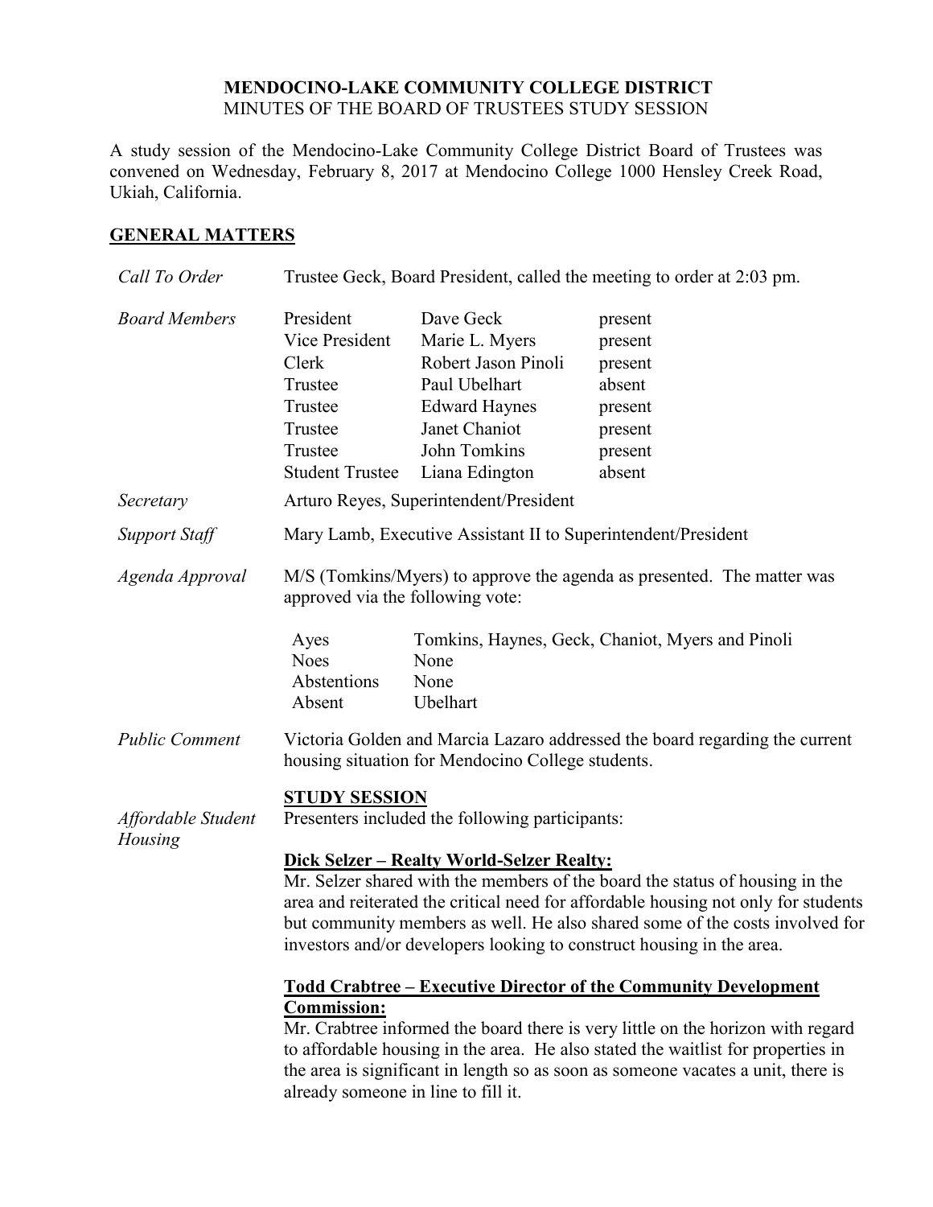# MENDOCINO-LAKE COMMUNITY COLLEGE DISTRICT

MINUTES OF THE BOARD OF TRUSTEES STUDY SESSION

A study session of the Mendocino-Lake Community College District Board of Trustees was convened on Wednesday, February 8, 2017 at Mendocino College 1000 Hensley Creek Road, Ukiah, California.

## GENERAL MATTERS

*Call To Order*

Trustee Geck, Board President, called the meeting to order at 2:03 pm.

*Board Members*

| | | |
|---|---|---|
| President | Dave Geck | present |
| Vice President | Marie L. Myers | present |
| Clerk | Robert Jason Pinoli | present |
| Trustee | Paul Ubelhart | absent |
| Trustee | Edward Haynes | present |
| Trustee | Janet Chaniot | present |
| Trustee | John Tomkins | present |
| Student Trustee | Liana Edington | absent |

*Secretary*

Arturo Reyes, Superintendent/President

*Support Staff*

Mary Lamb, Executive Assistant II to Superintendent/President

*Agenda Approval*

M/S (Tomkins/Myers) to approve the agenda as presented. The matter was approved via the following vote:

| | |
|---|---|
| Ayes | Tomkins, Haynes, Geck, Chaniot, Myers and Pinoli |
| Noes | None |
| Abstentions | None |
| Absent | Ubelhart |

*Public Comment*

Victoria Golden and Marcia Lazaro addressed the board regarding the current housing situation for Mendocino College students.

## STUDY SESSION

*Affordable Student Housing*

Presenters included the following participants:

**Dick Selzer – Realty World-Selzer Realty:**

Mr. Selzer shared with the members of the board the status of housing in the area and reiterated the critical need for affordable housing not only for students but community members as well. He also shared some of the costs involved for investors and/or developers looking to construct housing in the area.

**Todd Crabtree – Executive Director of the Community Development Commission:**

Mr. Crabtree informed the board there is very little on the horizon with regard to affordable housing in the area. He also stated the waitlist for properties in the area is significant in length so as soon as someone vacates a unit, there is already someone in line to fill it.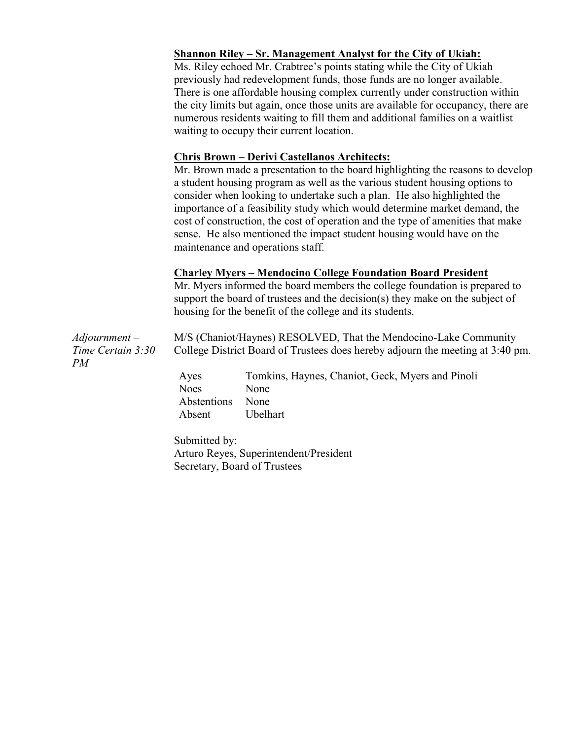**Shannon Riley – Sr. Management Analyst for the City of Ukiah:**

Ms. Riley echoed Mr. Crabtree's points stating while the City of Ukiah previously had redevelopment funds, those funds are no longer available. There is one affordable housing complex currently under construction within the city limits but again, once those units are available for occupancy, there are numerous residents waiting to fill them and additional families on a waitlist waiting to occupy their current location.

**Chris Brown – Derivi Castellanos Architects:**

Mr. Brown made a presentation to the board highlighting the reasons to develop a student housing program as well as the various student housing options to consider when looking to undertake such a plan. He also highlighted the importance of a feasibility study which would determine market demand, the cost of construction, the cost of operation and the type of amenities that make sense. He also mentioned the impact student housing would have on the maintenance and operations staff.

**Charley Myers – Mendocino College Foundation Board President**

Mr. Myers informed the board members the college foundation is prepared to support the board of trustees and the decision(s) they make on the subject of housing for the benefit of the college and its students.

*Adjournment – Time Certain 3:30 PM*

M/S (Chaniot/Haynes) RESOLVED, That the Mendocino-Lake Community College District Board of Trustees does hereby adjourn the meeting at 3:40 pm.

| | |
|---|---|
| Ayes | Tomkins, Haynes, Chaniot, Geck, Myers and Pinoli |
| Noes | None |
| Abstentions | None |
| Absent | Ubelhart |

Submitted by:
Arturo Reyes, Superintendent/President
Secretary, Board of Trustees